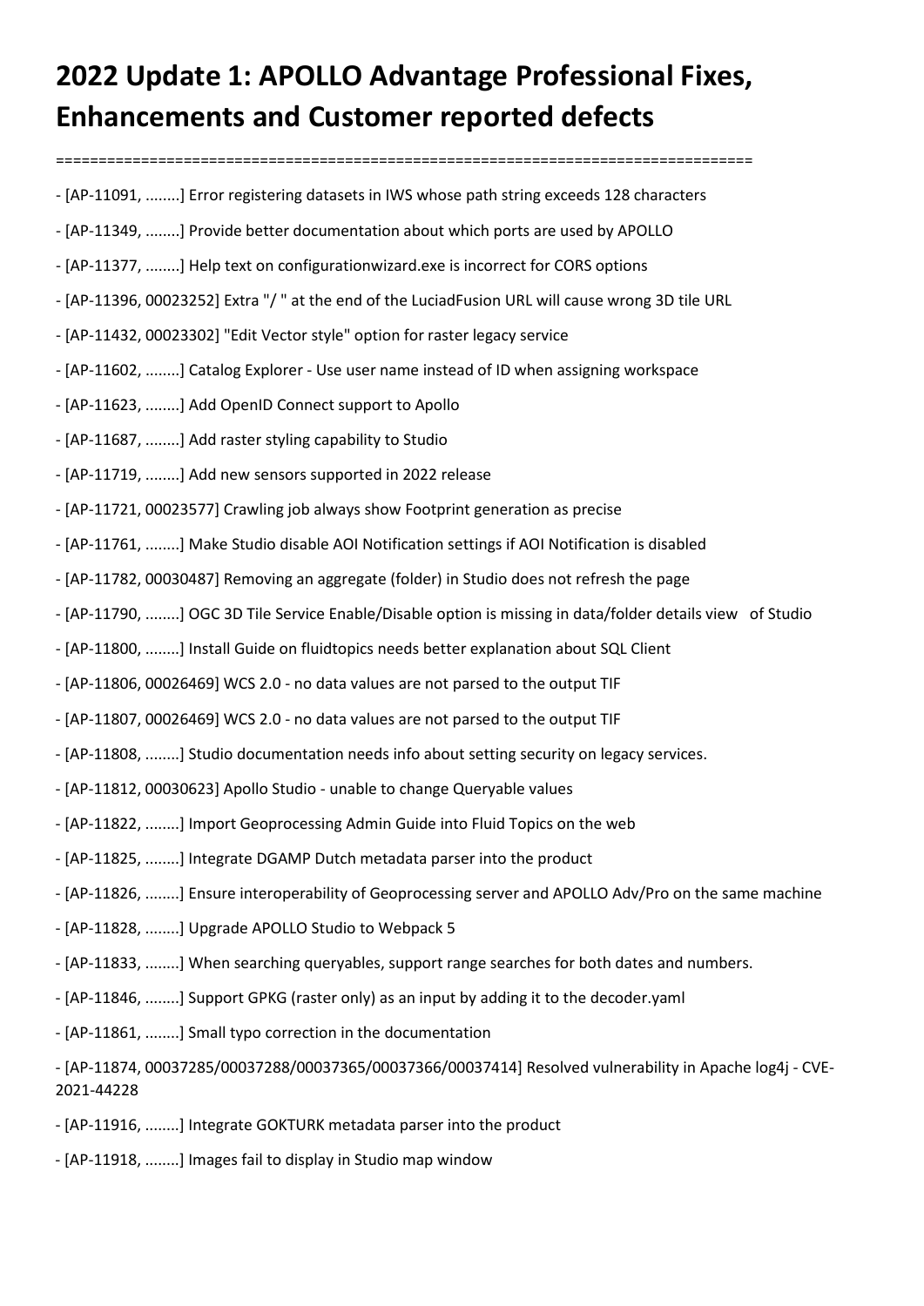# 2022 Update 1: APOLLO Advantage Professional Fixes, Enhancements and Customer reported defects

================================================================================

- [AP-11091, ........] Error registering datasets in IWS whose path string exceeds 128 characters
- [AP-11349, ........] Provide better documentation about which ports are used by APOLLO
- [AP-11377, ........] Help text on configurationwizard.exe is incorrect for CORS options
- [AP-11396, 00023252] Extra "/ " at the end of the LuciadFusion URL will cause wrong 3D tile URL
- [AP-11432, 00023302] "Edit Vector style" option for raster legacy service
- [AP-11602, ........] Catalog Explorer - Use user name instead of ID when assigning workspace
- [AP-11623, ........] Add OpenID Connect support to Apollo
- [AP-11687, ........] Add raster styling capability to Studio
- [AP-11719, ........] Add new sensors supported in 2022 release
- [AP-11721, 00023577] Crawling job always show Footprint generation as precise
- [AP-11761, ........] Make Studio disable AOI Notification settings if AOI Notification is disabled
- [AP-11782, 00030487] Removing an aggregate (folder) in Studio does not refresh the page
- [AP-11790, ........] OGC 3D Tile Service Enable/Disable option is missing in data/folder details view of Studio
- [AP-11800, ........] Install Guide on fluidtopics needs better explanation about SQL Client
- [AP-11806, 00026469] WCS 2.0 - no data values are not parsed to the output TIF
- [AP-11807, 00026469] WCS 2.0 - no data values are not parsed to the output TIF
- [AP-11808, ........] Studio documentation needs info about setting security on legacy services.
- [AP-11812, 00030623] Apollo Studio - unable to change Queryable values
- [AP-11822, ........] Import Geoprocessing Admin Guide into Fluid Topics on the web
- [AP-11825, ........] Integrate DGAMP Dutch metadata parser into the product
- [AP-11826, ........] Ensure interoperability of Geoprocessing server and APOLLO Adv/Pro on the same machine
- [AP-11828, ........] Upgrade APOLLO Studio to Webpack 5
- [AP-11833, ........] When searching queryables, support range searches for both dates and numbers.
- [AP-11846, ........] Support GPKG (raster only) as an input by adding it to the decoder.yaml
- [AP-11861, ........] Small typo correction in the documentation
- [AP-11874, 00037285/00037288/00037365/00037366/00037414] Resolved vulnerability in Apache log4j - CVE-2021-44228
- [AP-11916, ........] Integrate GOKTURK metadata parser into the product
- [AP-11918, ........] Images fail to display in Studio map window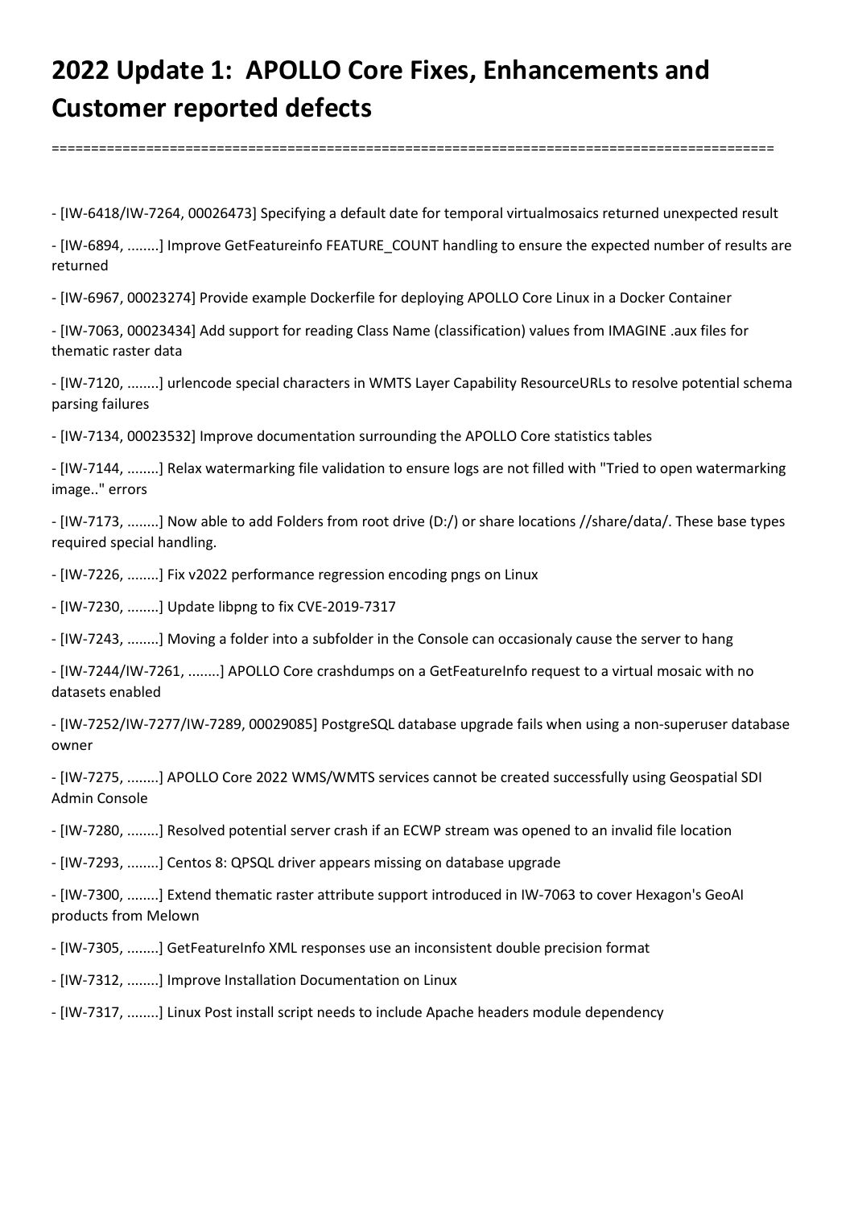# 2022 Update 1: APOLLO Core Fixes, Enhancements and Customer reported defects

==========================================================================================

- [IW-6418/IW-7264, 00026473] Specifying a default date for temporal virtualmosaics returned unexpected result

- [IW-6894, ........] Improve GetFeatureinfo FEATURE_COUNT handling to ensure the expected number of results are returned

- [IW-6967, 00023274] Provide example Dockerfile for deploying APOLLO Core Linux in a Docker Container

- [IW-7063, 00023434] Add support for reading Class Name (classification) values from IMAGINE .aux files for thematic raster data

- [IW-7120, ........] urlencode special characters in WMTS Layer Capability ResourceURLs to resolve potential schema parsing failures

- [IW-7134, 00023532] Improve documentation surrounding the APOLLO Core statistics tables

- [IW-7144, ........] Relax watermarking file validation to ensure logs are not filled with "Tried to open watermarking image.." errors

- [IW-7173, ........] Now able to add Folders from root drive (D:/) or share locations //share/data/. These base types required special handling.

- [IW-7226, ........] Fix v2022 performance regression encoding pngs on Linux

- [IW-7230, ........] Update libpng to fix CVE-2019-7317

- [IW-7243, ........] Moving a folder into a subfolder in the Console can occasionaly cause the server to hang

- [IW-7244/IW-7261, ........] APOLLO Core crashdumps on a GetFeatureInfo request to a virtual mosaic with no datasets enabled

- [IW-7252/IW-7277/IW-7289, 00029085] PostgreSQL database upgrade fails when using a non-superuser database owner

- [IW-7275, ........] APOLLO Core 2022 WMS/WMTS services cannot be created successfully using Geospatial SDI Admin Console

- [IW-7280, ........] Resolved potential server crash if an ECWP stream was opened to an invalid file location

- [IW-7293, ........] Centos 8: QPSQL driver appears missing on database upgrade

- [IW-7300, ........] Extend thematic raster attribute support introduced in IW-7063 to cover Hexagon's GeoAI products from Melown

- [IW-7305, ........] GetFeatureInfo XML responses use an inconsistent double precision format

- [IW-7312, ........] Improve Installation Documentation on Linux

- [IW-7317, ........] Linux Post install script needs to include Apache headers module dependency